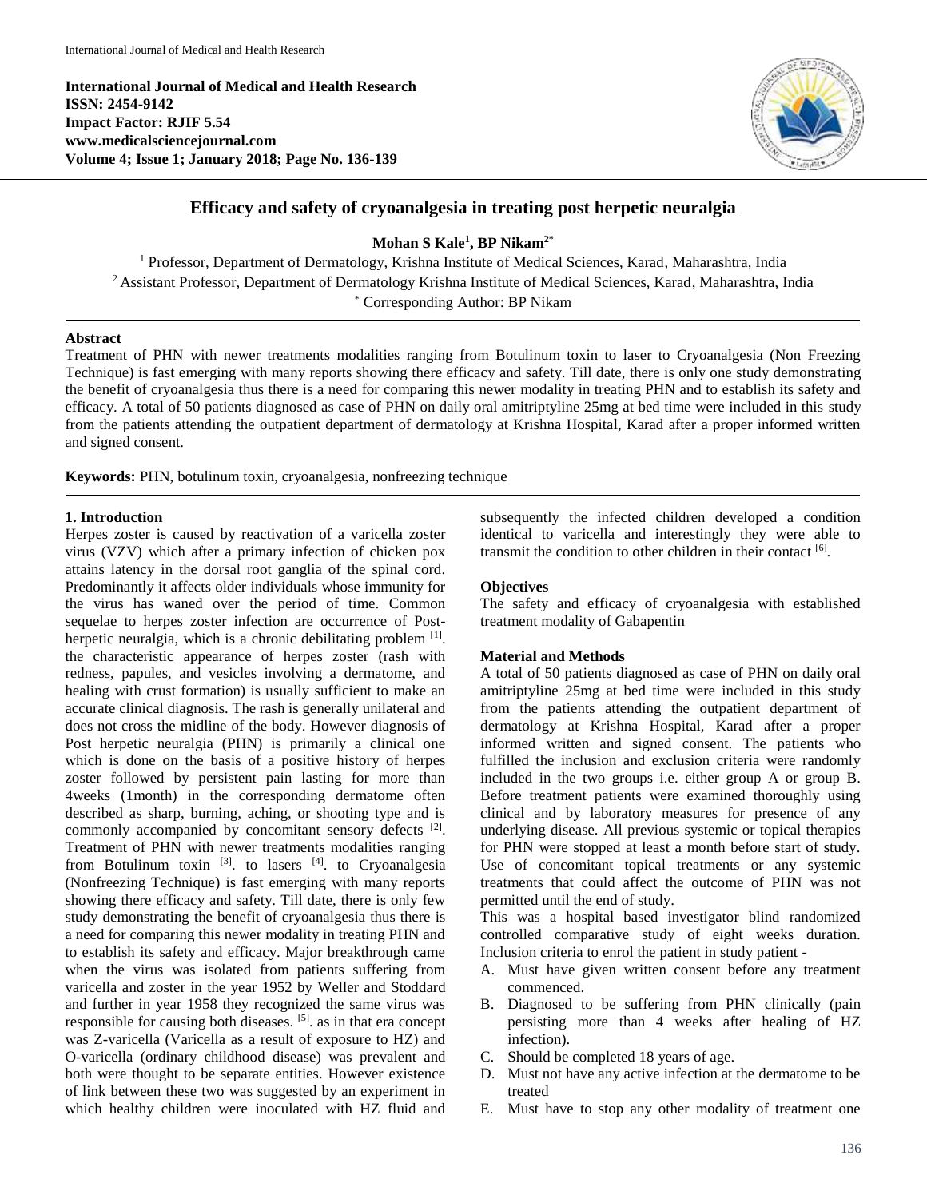International Journal of Medical and Health Research
ISSN: 2454-9142
Impact Factor: RJIF 5.54
www.medicalsciencejournal.com
Volume 4; Issue 1; January 2018; Page No. 136-139

# Efficacy and safety of cryoanalgesia in treating post herpetic neuralgia

**Mohan S Kale[1], BP Nikam[2*]**

[1] Professor, Department of Dermatology, Krishna Institute of Medical Sciences, Karad, Maharashtra, India
[2] Assistant Professor, Department of Dermatology Krishna Institute of Medical Sciences, Karad, Maharashtra, India
[*] Corresponding Author: BP Nikam

## Abstract

Treatment of PHN with newer treatments modalities ranging from Botulinum toxin to laser to Cryoanalgesia (Non Freezing Technique) is fast emerging with many reports showing there efficacy and safety. Till date, there is only one study demonstrating the benefit of cryoanalgesia thus there is a need for comparing this newer modality in treating PHN and to establish its safety and efficacy. A total of 50 patients diagnosed as case of PHN on daily oral amitriptyline 25mg at bed time were included in this study from the patients attending the outpatient department of dermatology at Krishna Hospital, Karad after a proper informed written and signed consent.

**Keywords:** PHN, botulinum toxin, cryoanalgesia, nonfreezing technique

## 1. Introduction

Herpes zoster is caused by reactivation of a varicella zoster virus (VZV) which after a primary infection of chicken pox attains latency in the dorsal root ganglia of the spinal cord. Predominantly it affects older individuals whose immunity for the virus has waned over the period of time. Common sequelae to herpes zoster infection are occurrence of Post-herpetic neuralgia, which is a chronic debilitating problem [1]. the characteristic appearance of herpes zoster (rash with redness, papules, and vesicles involving a dermatome, and healing with crust formation) is usually sufficient to make an accurate clinical diagnosis. The rash is generally unilateral and does not cross the midline of the body. However diagnosis of Post herpetic neuralgia (PHN) is primarily a clinical one which is done on the basis of a positive history of herpes zoster followed by persistent pain lasting for more than 4weeks (1month) in the corresponding dermatome often described as sharp, burning, aching, or shooting type and is commonly accompanied by concomitant sensory defects [2]. Treatment of PHN with newer treatments modalities ranging from Botulinum toxin [3]. to lasers [4]. to Cryoanalgesia (Nonfreezing Technique) is fast emerging with many reports showing there efficacy and safety. Till date, there is only few study demonstrating the benefit of cryoanalgesia thus there is a need for comparing this newer modality in treating PHN and to establish its safety and efficacy. Major breakthrough came when the virus was isolated from patients suffering from varicella and zoster in the year 1952 by Weller and Stoddard and further in year 1958 they recognized the same virus was responsible for causing both diseases. [5]. as in that era concept was Z-varicella (Varicella as a result of exposure to HZ) and O-varicella (ordinary childhood disease) was prevalent and both were thought to be separate entities. However existence of link between these two was suggested by an experiment in which healthy children were inoculated with HZ fluid and subsequently the infected children developed a condition identical to varicella and interestingly they were able to transmit the condition to other children in their contact [6].

### Objectives

The safety and efficacy of cryoanalgesia with established treatment modality of Gabapentin

### Material and Methods

A total of 50 patients diagnosed as case of PHN on daily oral amitriptyline 25mg at bed time were included in this study from the patients attending the outpatient department of dermatology at Krishna Hospital, Karad after a proper informed written and signed consent. The patients who fulfilled the inclusion and exclusion criteria were randomly included in the two groups i.e. either group A or group B. Before treatment patients were examined thoroughly using clinical and by laboratory measures for presence of any underlying disease. All previous systemic or topical therapies for PHN were stopped at least a month before start of study. Use of concomitant topical treatments or any systemic treatments that could affect the outcome of PHN was not permitted until the end of study.

This was a hospital based investigator blind randomized controlled comparative study of eight weeks duration. Inclusion criteria to enrol the patient in study patient -

A. Must have given written consent before any treatment commenced.
B. Diagnosed to be suffering from PHN clinically (pain persisting more than 4 weeks after healing of HZ infection).
C. Should be completed 18 years of age.
D. Must not have any active infection at the dermatome to be treated
E. Must have to stop any other modality of treatment one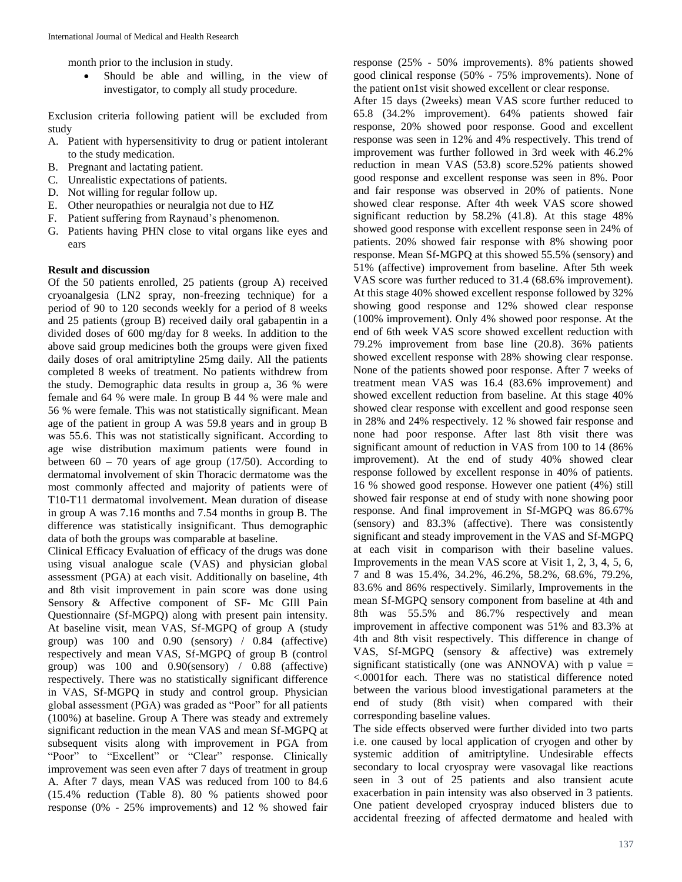month prior to the inclusion in study.

- Should be able and willing, in the view of investigator, to comply all study procedure.

Exclusion criteria following patient will be excluded from study

A. Patient with hypersensitivity to drug or patient intolerant to the study medication.
B. Pregnant and lactating patient.
C. Unrealistic expectations of patients.
D. Not willing for regular follow up.
E. Other neuropathies or neuralgia not due to HZ
F. Patient suffering from Raynaud's phenomenon.
G. Patients having PHN close to vital organs like eyes and ears

**Result and discussion**

Of the 50 patients enrolled, 25 patients (group A) received cryoanalgesia (LN2 spray, non-freezing technique) for a period of 90 to 120 seconds weekly for a period of 8 weeks and 25 patients (group B) received daily oral gabapentin in a divided doses of 600 mg/day for 8 weeks. In addition to the above said group medicines both the groups were given fixed daily doses of oral amitriptyline 25mg daily. All the patients completed 8 weeks of treatment. No patients withdrew from the study. Demographic data results in group a, 36 % were female and 64 % were male. In group B 44 % were male and 56 % were female. This was not statistically significant. Mean age of the patient in group A was 59.8 years and in group B was 55.6. This was not statistically significant. According to age wise distribution maximum patients were found in between 60 – 70 years of age group (17/50). According to dermatomal involvement of skin Thoracic dermatome was the most commonly affected and majority of patients were of T10-T11 dermatomal involvement. Mean duration of disease in group A was 7.16 months and 7.54 months in group B. The difference was statistically insignificant. Thus demographic data of both the groups was comparable at baseline.

Clinical Efficacy Evaluation of efficacy of the drugs was done using visual analogue scale (VAS) and physician global assessment (PGA) at each visit. Additionally on baseline, 4th and 8th visit improvement in pain score was done using Sensory & Affective component of SF- Mc GIll Pain Questionnaire (Sf-MGPQ) along with present pain intensity. At baseline visit, mean VAS, Sf-MGPQ of group A (study group) was 100 and 0.90 (sensory) / 0.84 (affective) respectively and mean VAS, Sf-MGPQ of group B (control group) was 100 and 0.90(sensory) / 0.88 (affective) respectively. There was no statistically significant difference in VAS, Sf-MGPQ in study and control group. Physician global assessment (PGA) was graded as "Poor" for all patients (100%) at baseline. Group A There was steady and extremely significant reduction in the mean VAS and mean Sf-MGPQ at subsequent visits along with improvement in PGA from "Poor" to "Excellent" or "Clear" response. Clinically improvement was seen even after 7 days of treatment in group A. After 7 days, mean VAS was reduced from 100 to 84.6 (15.4% reduction (Table 8). 80 % patients showed poor response (0% - 25% improvements) and 12 % showed fair response (25% - 50% improvements). 8% patients showed good clinical response (50% - 75% improvements). None of the patient on1st visit showed excellent or clear response.

After 15 days (2weeks) mean VAS score further reduced to 65.8 (34.2% improvement). 64% patients showed fair response, 20% showed poor response. Good and excellent response was seen in 12% and 4% respectively. This trend of improvement was further followed in 3rd week with 46.2% reduction in mean VAS (53.8) score.52% patients showed good response and excellent response was seen in 8%. Poor and fair response was observed in 20% of patients. None showed clear response. After 4th week VAS score showed significant reduction by 58.2% (41.8). At this stage 48% showed good response with excellent response seen in 24% of patients. 20% showed fair response with 8% showing poor response. Mean Sf-MGPQ at this showed 55.5% (sensory) and 51% (affective) improvement from baseline. After 5th week VAS score was further reduced to 31.4 (68.6% improvement). At this stage 40% showed excellent response followed by 32% showing good response and 12% showed clear response (100% improvement). Only 4% showed poor response. At the end of 6th week VAS score showed excellent reduction with 79.2% improvement from base line (20.8). 36% patients showed excellent response with 28% showing clear response. None of the patients showed poor response. After 7 weeks of treatment mean VAS was 16.4 (83.6% improvement) and showed excellent reduction from baseline. At this stage 40% showed clear response with excellent and good response seen in 28% and 24% respectively. 12 % showed fair response and none had poor response. After last 8th visit there was significant amount of reduction in VAS from 100 to 14 (86% improvement). At the end of study 40% showed clear response followed by excellent response in 40% of patients. 16 % showed good response. However one patient (4%) still showed fair response at end of study with none showing poor response. And final improvement in Sf-MGPQ was 86.67% (sensory) and 83.3% (affective). There was consistently significant and steady improvement in the VAS and Sf-MGPQ at each visit in comparison with their baseline values. Improvements in the mean VAS score at Visit 1, 2, 3, 4, 5, 6, 7 and 8 was 15.4%, 34.2%, 46.2%, 58.2%, 68.6%, 79.2%, 83.6% and 86% respectively. Similarly, Improvements in the mean Sf-MGPQ sensory component from baseline at 4th and 8th was 55.5% and 86.7% respectively and mean improvement in affective component was 51% and 83.3% at 4th and 8th visit respectively. This difference in change of VAS, Sf-MGPQ (sensory & affective) was extremely significant statistically (one was ANNOVA) with p value = <.0001for each. There was no statistical difference noted between the various blood investigational parameters at the end of study (8th visit) when compared with their corresponding baseline values.

The side effects observed were further divided into two parts i.e. one caused by local application of cryogen and other by systemic addition of amitriptyline. Undesirable effects secondary to local cryospray were vasovagal like reactions seen in 3 out of 25 patients and also transient acute exacerbation in pain intensity was also observed in 3 patients. One patient developed cryospray induced blisters due to accidental freezing of affected dermatome and healed with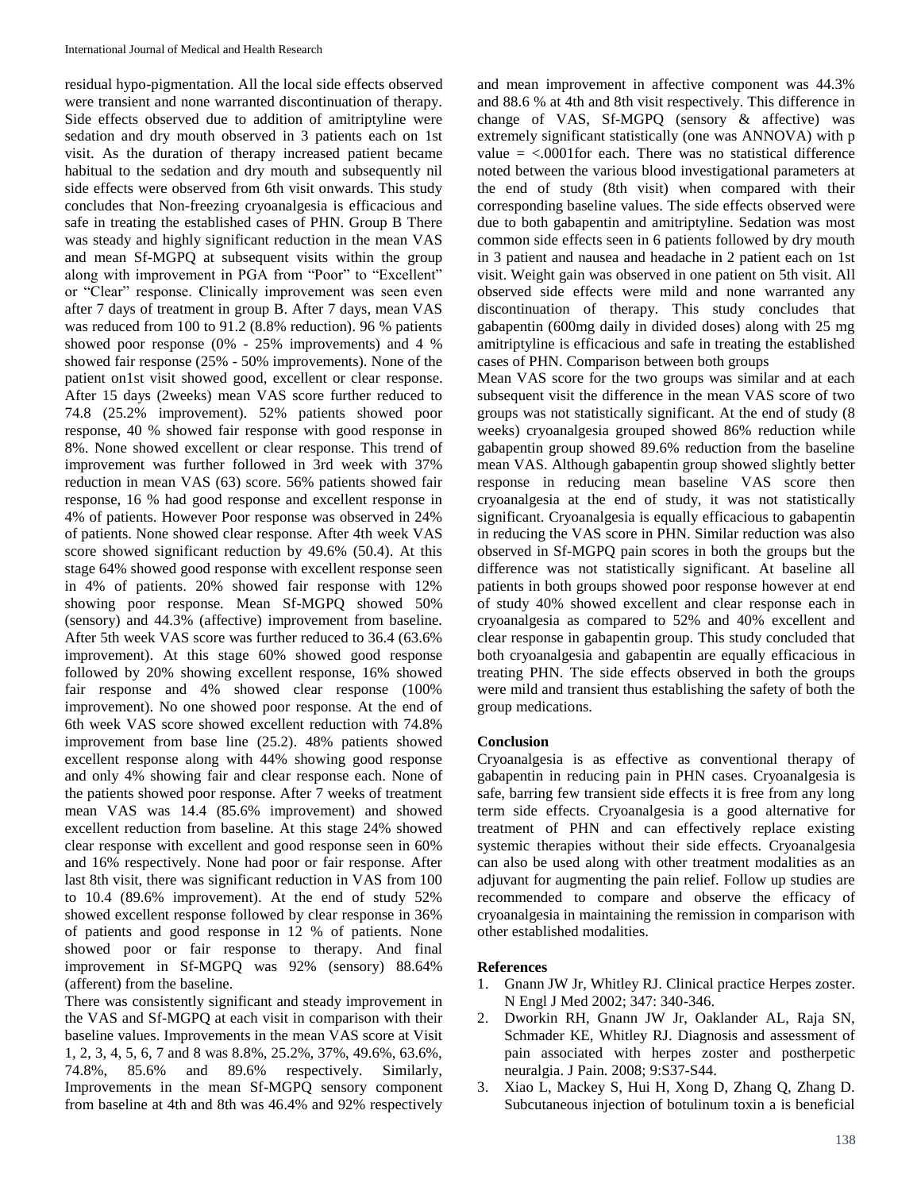residual hypo-pigmentation. All the local side effects observed were transient and none warranted discontinuation of therapy. Side effects observed due to addition of amitriptyline were sedation and dry mouth observed in 3 patients each on 1st visit. As the duration of therapy increased patient became habitual to the sedation and dry mouth and subsequently nil side effects were observed from 6th visit onwards. This study concludes that Non-freezing cryoanalgesia is efficacious and safe in treating the established cases of PHN. Group B There was steady and highly significant reduction in the mean VAS and mean Sf-MGPQ at subsequent visits within the group along with improvement in PGA from "Poor" to "Excellent" or "Clear" response. Clinically improvement was seen even after 7 days of treatment in group B. After 7 days, mean VAS was reduced from 100 to 91.2 (8.8% reduction). 96 % patients showed poor response (0% - 25% improvements) and 4 % showed fair response (25% - 50% improvements). None of the patient on1st visit showed good, excellent or clear response. After 15 days (2weeks) mean VAS score further reduced to 74.8 (25.2% improvement). 52% patients showed poor response, 40 % showed fair response with good response in 8%. None showed excellent or clear response. This trend of improvement was further followed in 3rd week with 37% reduction in mean VAS (63) score. 56% patients showed fair response, 16 % had good response and excellent response in 4% of patients. However Poor response was observed in 24% of patients. None showed clear response. After 4th week VAS score showed significant reduction by 49.6% (50.4). At this stage 64% showed good response with excellent response seen in 4% of patients. 20% showed fair response with 12% showing poor response. Mean Sf-MGPQ showed 50% (sensory) and 44.3% (affective) improvement from baseline. After 5th week VAS score was further reduced to 36.4 (63.6% improvement). At this stage 60% showed good response followed by 20% showing excellent response, 16% showed fair response and 4% showed clear response (100% improvement). No one showed poor response. At the end of 6th week VAS score showed excellent reduction with 74.8% improvement from base line (25.2). 48% patients showed excellent response along with 44% showing good response and only 4% showing fair and clear response each. None of the patients showed poor response. After 7 weeks of treatment mean VAS was 14.4 (85.6% improvement) and showed excellent reduction from baseline. At this stage 24% showed clear response with excellent and good response seen in 60% and 16% respectively. None had poor or fair response. After last 8th visit, there was significant reduction in VAS from 100 to 10.4 (89.6% improvement). At the end of study 52% showed excellent response followed by clear response in 36% of patients and good response in 12 % of patients. None showed poor or fair response to therapy. And final improvement in Sf-MGPQ was 92% (sensory) 88.64% (afferent) from the baseline.

There was consistently significant and steady improvement in the VAS and Sf-MGPQ at each visit in comparison with their baseline values. Improvements in the mean VAS score at Visit 1, 2, 3, 4, 5, 6, 7 and 8 was 8.8%, 25.2%, 37%, 49.6%, 63.6%, 74.8%, 85.6% and 89.6% respectively. Similarly, Improvements in the mean Sf-MGPQ sensory component from baseline at 4th and 8th was 46.4% and 92% respectively and mean improvement in affective component was 44.3% and 88.6 % at 4th and 8th visit respectively. This difference in change of VAS, Sf-MGPQ (sensory & affective) was extremely significant statistically (one was ANNOVA) with p value = <.0001for each. There was no statistical difference noted between the various blood investigational parameters at the end of study (8th visit) when compared with their corresponding baseline values. The side effects observed were due to both gabapentin and amitriptyline. Sedation was most common side effects seen in 6 patients followed by dry mouth in 3 patient and nausea and headache in 2 patient each on 1st visit. Weight gain was observed in one patient on 5th visit. All observed side effects were mild and none warranted any discontinuation of therapy. This study concludes that gabapentin (600mg daily in divided doses) along with 25 mg amitriptyline is efficacious and safe in treating the established cases of PHN. Comparison between both groups

Mean VAS score for the two groups was similar and at each subsequent visit the difference in the mean VAS score of two groups was not statistically significant. At the end of study (8 weeks) cryoanalgesia grouped showed 86% reduction while gabapentin group showed 89.6% reduction from the baseline mean VAS. Although gabapentin group showed slightly better response in reducing mean baseline VAS score then cryoanalgesia at the end of study, it was not statistically significant. Cryoanalgesia is equally efficacious to gabapentin in reducing the VAS score in PHN. Similar reduction was also observed in Sf-MGPQ pain scores in both the groups but the difference was not statistically significant. At baseline all patients in both groups showed poor response however at end of study 40% showed excellent and clear response each in cryoanalgesia as compared to 52% and 40% excellent and clear response in gabapentin group. This study concluded that both cryoanalgesia and gabapentin are equally efficacious in treating PHN. The side effects observed in both the groups were mild and transient thus establishing the safety of both the group medications.

## Conclusion

Cryoanalgesia is as effective as conventional therapy of gabapentin in reducing pain in PHN cases. Cryoanalgesia is safe, barring few transient side effects it is free from any long term side effects. Cryoanalgesia is a good alternative for treatment of PHN and can effectively replace existing systemic therapies without their side effects. Cryoanalgesia can also be used along with other treatment modalities as an adjuvant for augmenting the pain relief. Follow up studies are recommended to compare and observe the efficacy of cryoanalgesia in maintaining the remission in comparison with other established modalities.

## References

1. Gnann JW Jr, Whitley RJ. Clinical practice Herpes zoster. N Engl J Med 2002; 347: 340-346.
2. Dworkin RH, Gnann JW Jr, Oaklander AL, Raja SN, Schmader KE, Whitley RJ. Diagnosis and assessment of pain associated with herpes zoster and postherpetic neuralgia. J Pain. 2008; 9:S37-S44.
3. Xiao L, Mackey S, Hui H, Xong D, Zhang Q, Zhang D. Subcutaneous injection of botulinum toxin a is beneficial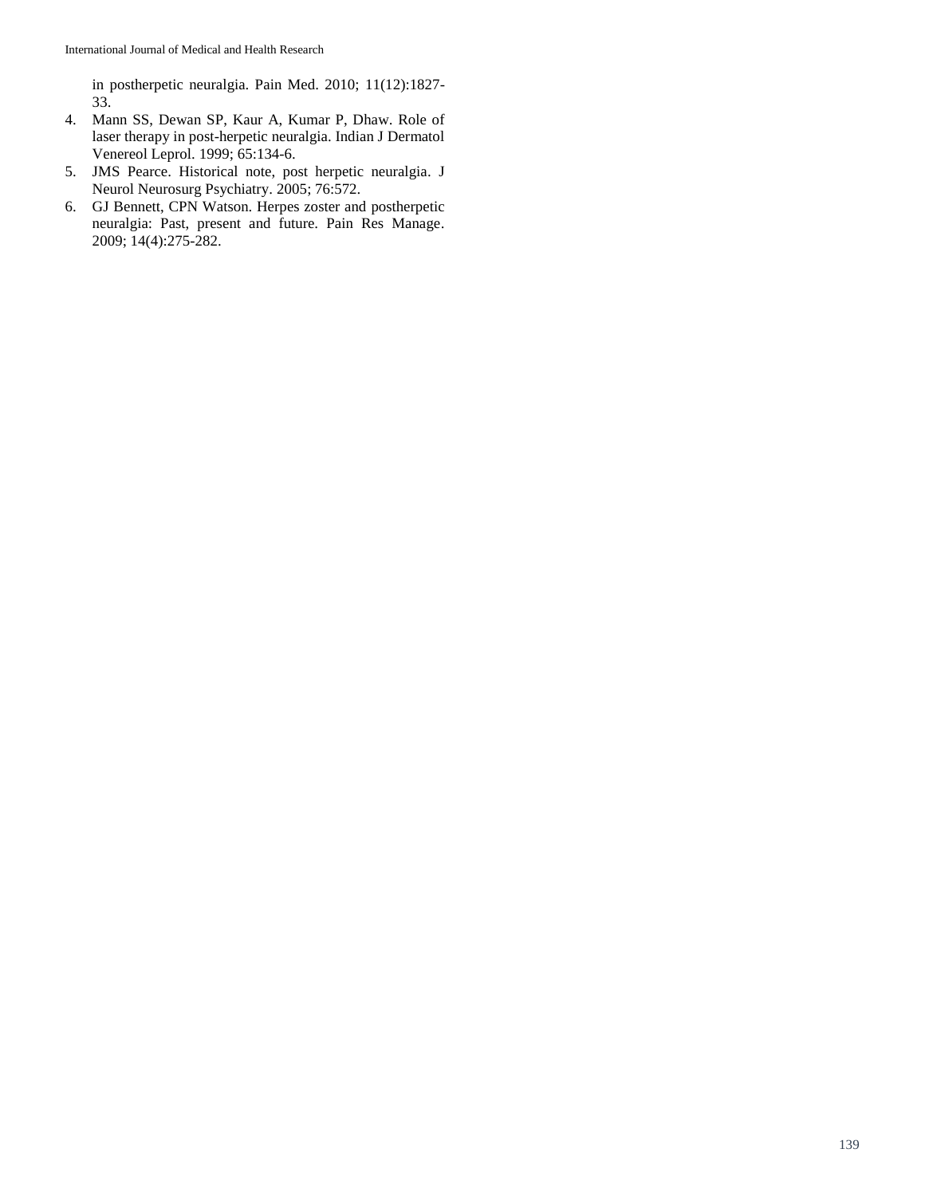in postherpetic neuralgia. Pain Med. 2010; 11(12):1827-33.

4. Mann SS, Dewan SP, Kaur A, Kumar P, Dhaw. Role of laser therapy in post-herpetic neuralgia. Indian J Dermatol Venereol Leprol. 1999; 65:134-6.
5. JMS Pearce. Historical note, post herpetic neuralgia. J Neurol Neurosurg Psychiatry. 2005; 76:572.
6. GJ Bennett, CPN Watson. Herpes zoster and postherpetic neuralgia: Past, present and future. Pain Res Manage. 2009; 14(4):275-282.